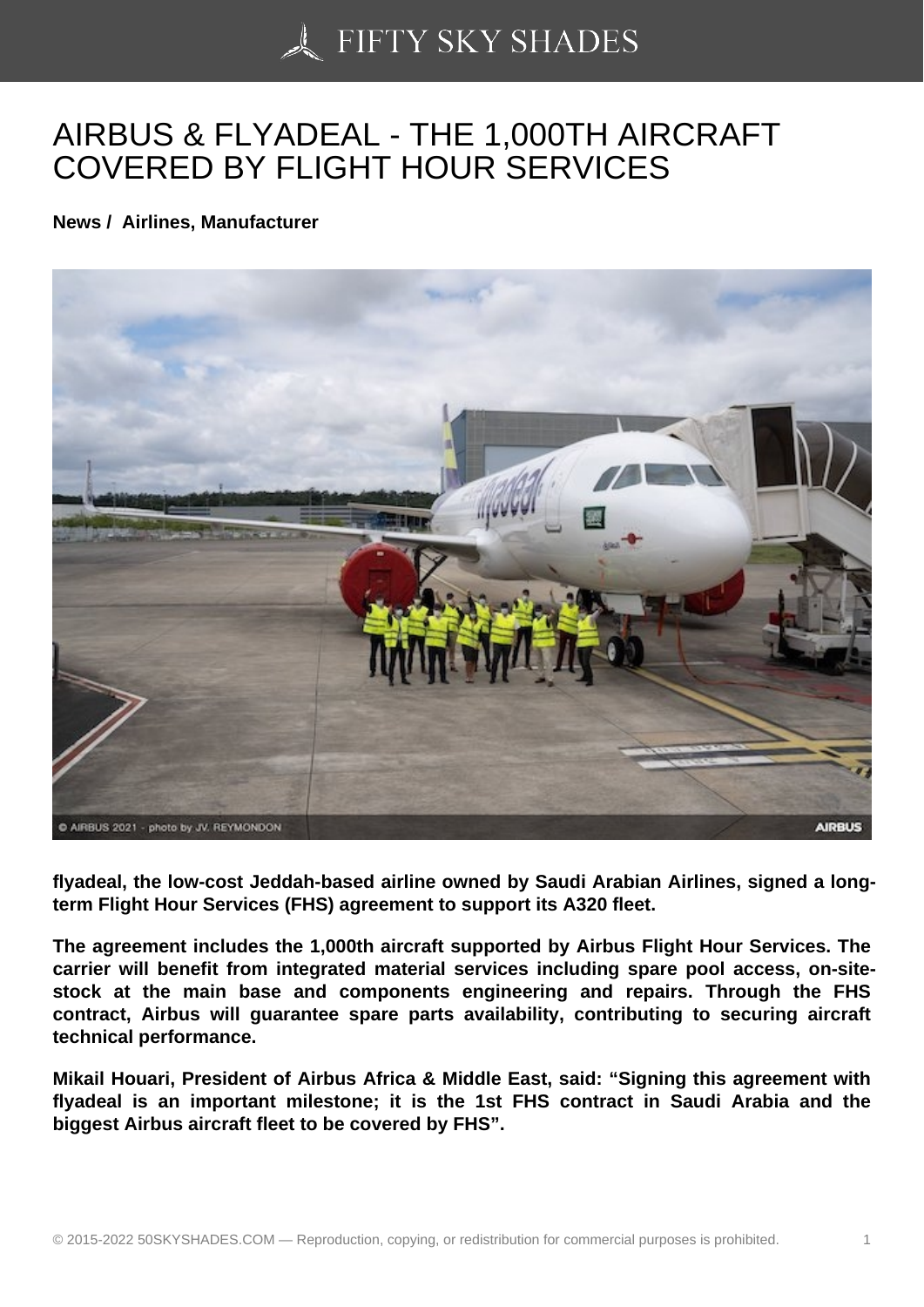# AIRBUS & FLYADEAL - THE 1,000TH AIRCRAFT COVERED BY FLIGHT HOUR SERVICES

**News / Airlines, Manufacturer**

**flyadeal, the low-cost Jeddah-based airline owned by Saudi Arabian Airlines, signed a long-term Flight Hour Services (FHS) agreement to support its A320 fleet.**

**The agreement includes the 1,000th aircraft supported by Airbus Flight Hour Services. The carrier will benefit from integrated material services including spare pool access, on-site-stock at the main base and components engineering and repairs. Through the FHS contract, Airbus will guarantee spare parts availability, contributing to securing aircraft technical performance.**

**Mikail Houari, President of Airbus Africa & Middle East, said: "Signing this agreement with flyadeal is an important milestone; it is the 1st FHS contract in Saudi Arabia and the biggest Airbus aircraft fleet to be covered by FHS".**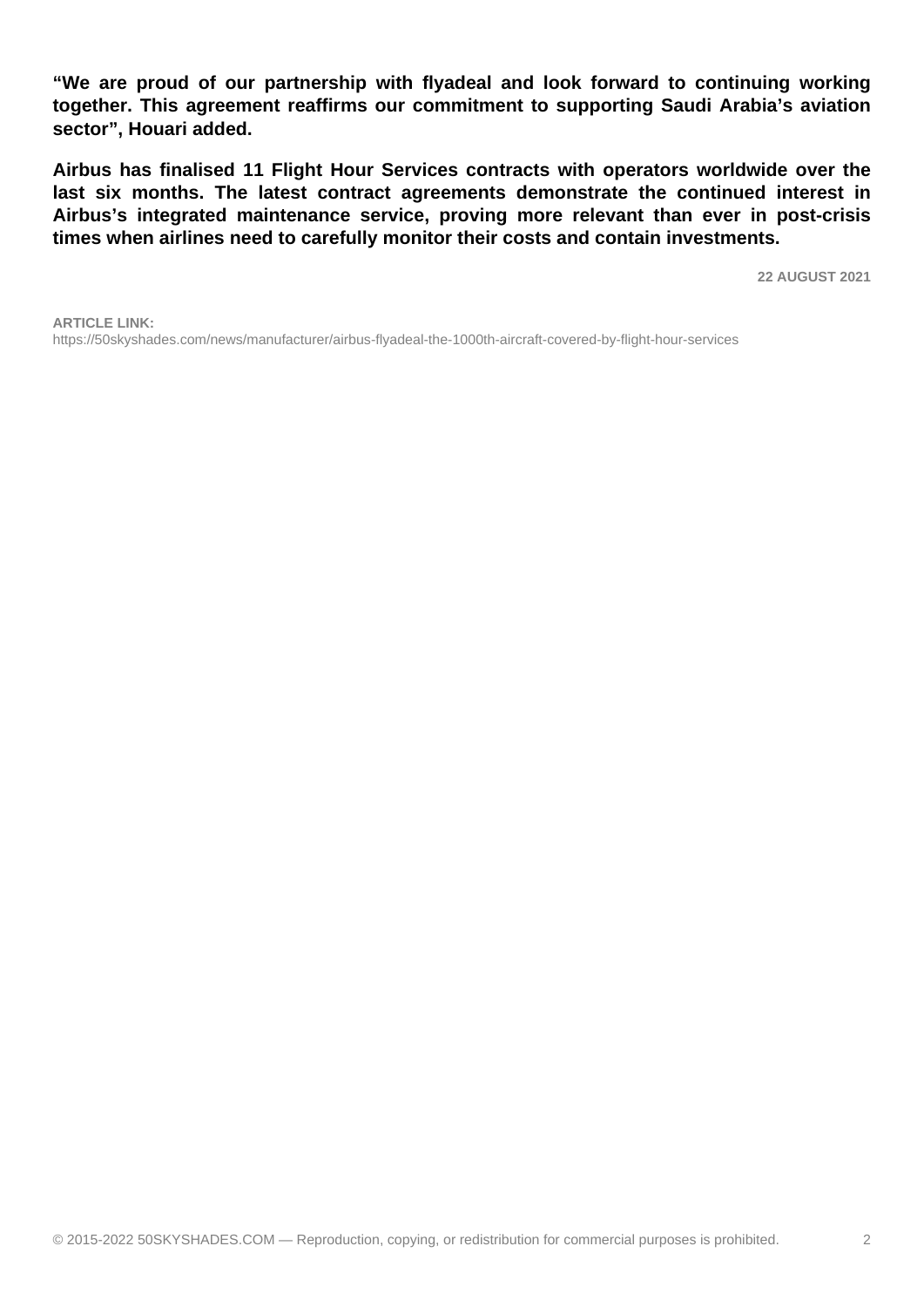**“We are proud of our partnership with flyadeal and look forward to continuing working together. This agreement reaffirms our commitment to supporting Saudi Arabia’s aviation sector”, Houari added.**

**Airbus has finalised 11 Flight Hour Services contracts with operators worldwide over the last six months. The latest contract agreements demonstrate the continued interest in Airbus’s integrated maintenance service, proving more relevant than ever in post-crisis times when airlines need to carefully monitor their costs and contain investments.**

**22 AUGUST 2021**

**ARTICLE LINK:**
https://50skyshades.com/news/manufacturer/airbus-flyadeal-the-1000th-aircraft-covered-by-flight-hour-services

© 2015-2022 50SKYSHADES.COM — Reproduction, copying, or redistribution for commercial purposes is prohibited.